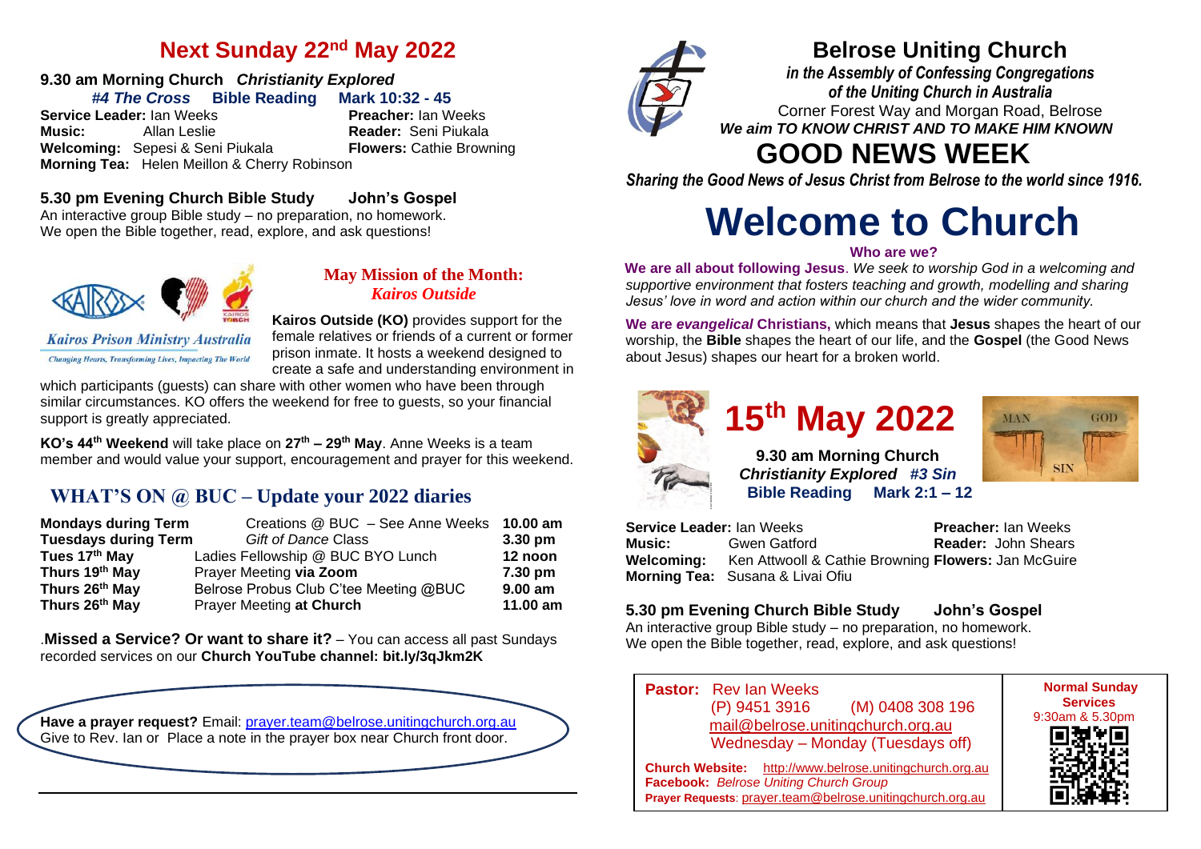## Next Sunday 22nd May 2022

**9.30 am Morning Church** ***Christianity Explored***

***#4 The Cross*** **Bible Reading** **Mark 10:32 - 45**

**Service Leader:** Ian Weeks **Preacher:** Ian Weeks
**Music:** Allan Leslie **Reader:** Seni Piukala
**Welcoming:** Sepesi & Seni Piukala **Flowers:** Cathie Browning
**Morning Tea:** Helen Meillon & Cherry Robinson

**5.30 pm Evening Church Bible Study** **John's Gospel**

An interactive group Bible study – no preparation, no homework.
We open the Bible together, read, explore, and ask questions!

Kairos Prison Ministry Australia
*Changing Hearts, Transforming Lives, Impacting The World*

### May Mission of the Month: *Kairos Outside*

**Kairos Outside (KO)** provides support for the female relatives or friends of a current or former prison inmate. It hosts a weekend designed to create a safe and understanding environment in which participants (guests) can share with other women who have been through similar circumstances. KO offers the weekend for free to guests, so your financial support is greatly appreciated.

**KO's 44th Weekend** will take place on **27th – 29th May**. Anne Weeks is a team member and would value your support, encouragement and prayer for this weekend.

## WHAT'S ON @ BUC – Update your 2022 diaries

| | | |
|---|---|---|
| **Mondays during Term** | Creations @ BUC – See Anne Weeks | **10.00 am** |
| **Tuesdays during Term** | *Gift of Dance* Class | **3.30 pm** |
| **Tues 17th May** | Ladies Fellowship @ BUC BYO Lunch | **12 noon** |
| **Thurs 19th May** | Prayer Meeting **via Zoom** | **7.30 pm** |
| **Thurs 26th May** | Belrose Probus Club C'tee Meeting @BUC | **9.00 am** |
| **Thurs 26th May** | Prayer Meeting **at Church** | **11.00 am** |

.**Missed a Service? Or want to share it?** – You can access all past Sundays recorded services on our **Church YouTube channel: bit.ly/3qJkm2K**

**Have a prayer request?** Email: prayer.team@belrose.unitingchurch.org.au
Give to Rev. Ian or Place a note in the prayer box near Church front door.

# Belrose Uniting Church

***in the Assembly of Confessing Congregations of the Uniting Church in Australia***

Corner Forest Way and Morgan Road, Belrose

***We aim TO KNOW CHRIST AND TO MAKE HIM KNOWN***

# GOOD NEWS WEEK

***Sharing the Good News of Jesus Christ from Belrose to the world since 1916.***

# Welcome to Church

**Who are we?**

**We are all about following Jesus**. *We seek to worship God in a welcoming and supportive environment that fosters teaching and growth, modelling and sharing Jesus' love in word and action within our church and the wider community.*

**We are *evangelical* Christians,** which means that **Jesus** shapes the heart of our worship, the **Bible** shapes the heart of our life, and the **Gospel** (the Good News about Jesus) shapes our heart for a broken world.

## 15th May 2022

**9.30 am Morning Church**
***Christianity Explored #3 Sin***
**Bible Reading** **Mark 2:1 – 12**

MAN GOD SIN

**Service Leader:** Ian Weeks **Preacher:** Ian Weeks
**Music:** Gwen Gatford **Reader:** John Shears
**Welcoming:** Ken Attwooll & Cathie Browning **Flowers:** Jan McGuire
**Morning Tea:** Susana & Livai Ofiu

**5.30 pm Evening Church Bible Study** **John's Gospel**

An interactive group Bible study – no preparation, no homework.
We open the Bible together, read, explore, and ask questions!

**Pastor:** Rev Ian Weeks
(P) 9451 3916 (M) 0408 308 196
mail@belrose.unitingchurch.org.au
Wednesday – Monday (Tuesdays off)

**Church Website:** http://www.belrose.unitingchurch.org.au
**Facebook:** *Belrose Uniting Church Group*
**Prayer Requests**: prayer.team@belrose.unitingchurch.org.au

**Normal Sunday Services**
9:30am & 5.30pm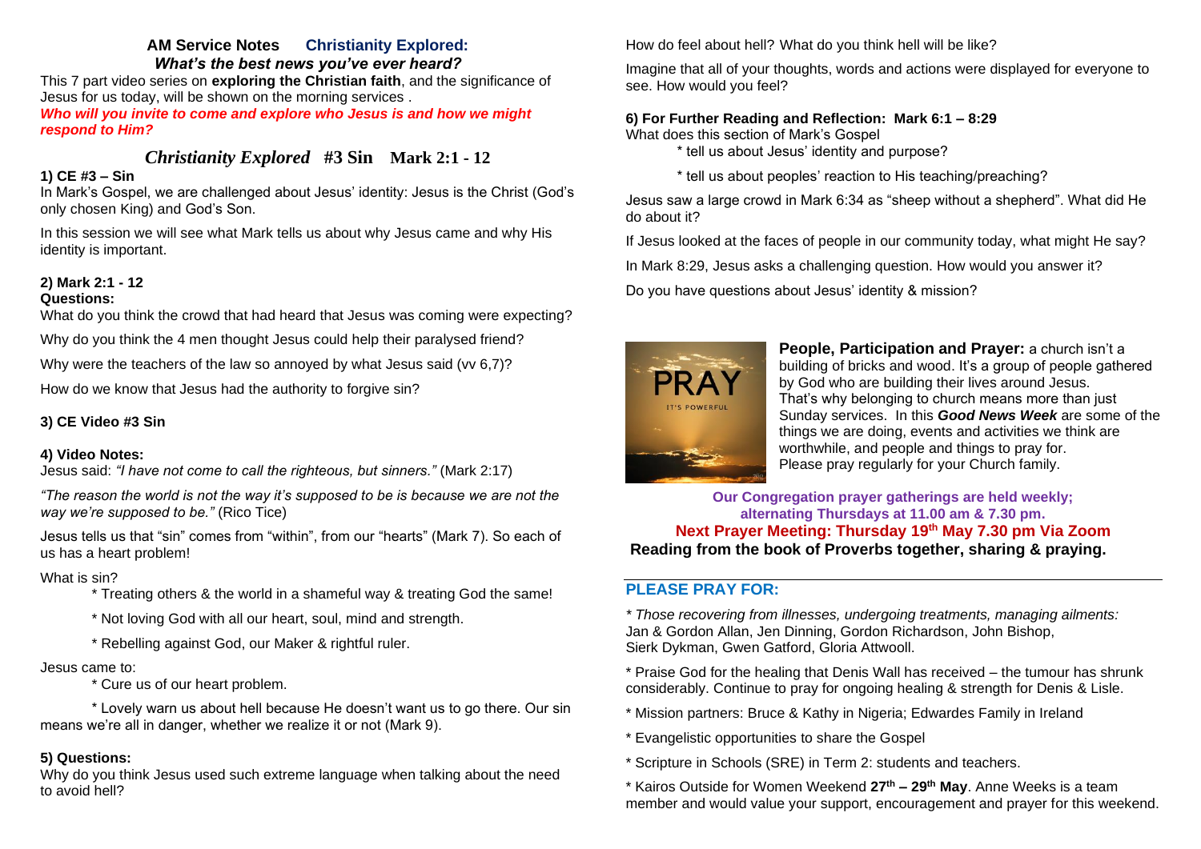## AM Service Notes **Christianity Explored:**

### *What's the best news you've ever heard?*

This 7 part video series on **exploring the Christian faith**, and the significance of Jesus for us today, will be shown on the morning services .

***Who will you invite to come and explore who Jesus is and how we might respond to Him?***

## *Christianity Explored* #3 Sin Mark 2:1 - 12

**1) CE #3 – Sin**

In Mark's Gospel, we are challenged about Jesus' identity: Jesus is the Christ (God's only chosen King) and God's Son.

In this session we will see what Mark tells us about why Jesus came and why His identity is important.

**2) Mark 2:1 - 12**

**Questions:**

What do you think the crowd that had heard that Jesus was coming were expecting?

Why do you think the 4 men thought Jesus could help their paralysed friend?

Why were the teachers of the law so annoyed by what Jesus said (vv 6,7)?

How do we know that Jesus had the authority to forgive sin?

**3) CE Video #3 Sin**

**4) Video Notes:**

Jesus said: *"I have not come to call the righteous, but sinners."* (Mark 2:17)

*"The reason the world is not the way it's supposed to be is because we are not the way we're supposed to be."* (Rico Tice)

Jesus tells us that "sin" comes from "within", from our "hearts" (Mark 7). So each of us has a heart problem!

What is sin?

* Treating others & the world in a shameful way & treating God the same!
* Not loving God with all our heart, soul, mind and strength.
* Rebelling against God, our Maker & rightful ruler.

Jesus came to:

* Cure us of our heart problem.
* Lovely warn us about hell because He doesn't want us to go there. Our sin means we're all in danger, whether we realize it or not (Mark 9).

**5) Questions:**

Why do you think Jesus used such extreme language when talking about the need to avoid hell?

How do feel about hell? What do you think hell will be like?

Imagine that all of your thoughts, words and actions were displayed for everyone to see. How would you feel?

**6) For Further Reading and Reflection: Mark 6:1 – 8:29**

What does this section of Mark's Gospel

* tell us about Jesus' identity and purpose?
* tell us about peoples' reaction to His teaching/preaching?

Jesus saw a large crowd in Mark 6:34 as "sheep without a shepherd". What did He do about it?

If Jesus looked at the faces of people in our community today, what might He say?

In Mark 8:29, Jesus asks a challenging question. How would you answer it?

Do you have questions about Jesus' identity & mission?

**People, Participation and Prayer:** a church isn't a building of bricks and wood. It's a group of people gathered by God who are building their lives around Jesus. That's why belonging to church means more than just Sunday services. In this ***Good News Week*** are some of the things we are doing, events and activities we think are worthwhile, and people and things to pray for. Please pray regularly for your Church family.

**Our Congregation prayer gatherings are held weekly; alternating Thursdays at 11.00 am & 7.30 pm.**

**Next Prayer Meeting: Thursday 19th May 7.30 pm Via Zoom**

**Reading from the book of Proverbs together, sharing & praying.**

### PLEASE PRAY FOR:

* *Those recovering from illnesses, undergoing treatments, managing ailments:* Jan & Gordon Allan, Jen Dinning, Gordon Richardson, John Bishop, Sierk Dykman, Gwen Gatford, Gloria Attwooll.
* Praise God for the healing that Denis Wall has received – the tumour has shrunk considerably. Continue to pray for ongoing healing & strength for Denis & Lisle.
* Mission partners: Bruce & Kathy in Nigeria; Edwardes Family in Ireland
* Evangelistic opportunities to share the Gospel
* Scripture in Schools (SRE) in Term 2: students and teachers.
* Kairos Outside for Women Weekend **27th – 29th May**. Anne Weeks is a team member and would value your support, encouragement and prayer for this weekend.